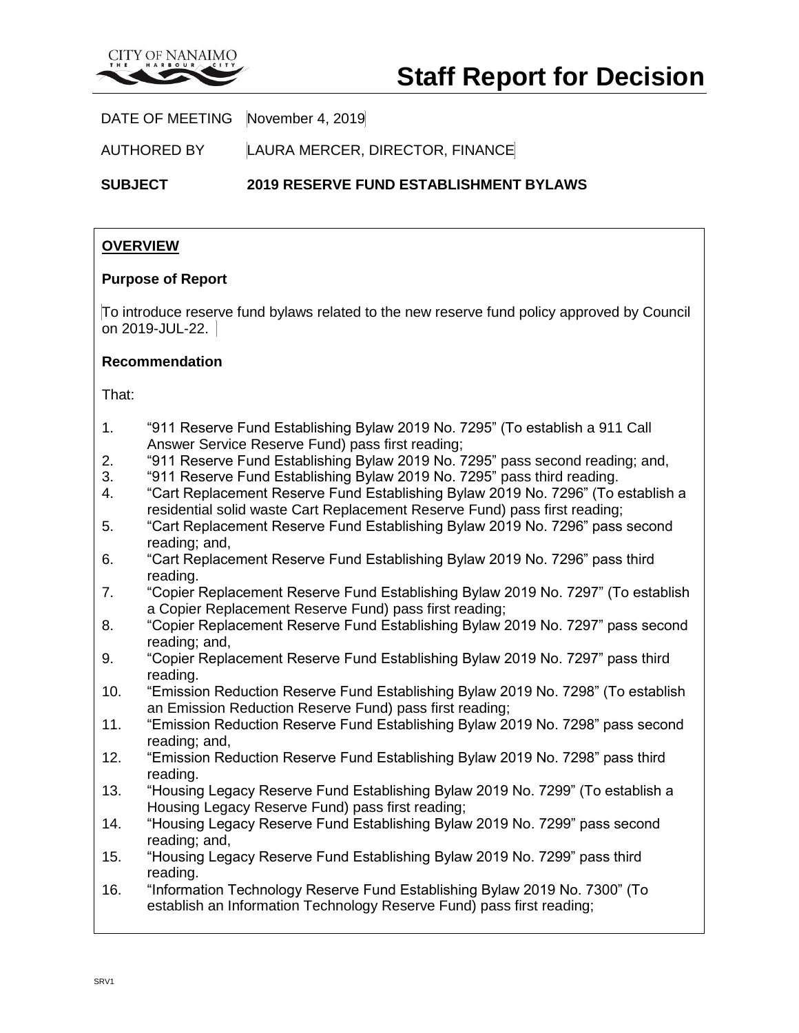# Staff Report for Decision

DATE OF MEETING November 4, 2019

AUTHORED BY LAURA MERCER, DIRECTOR, FINANCE

**SUBJECT 2019 RESERVE FUND ESTABLISHMENT BYLAWS**

## OVERVIEW

### Purpose of Report

To introduce reserve fund bylaws related to the new reserve fund policy approved by Council on 2019-JUL-22.

### Recommendation

That:

1. "911 Reserve Fund Establishing Bylaw 2019 No. 7295" (To establish a 911 Call Answer Service Reserve Fund) pass first reading;
2. "911 Reserve Fund Establishing Bylaw 2019 No. 7295" pass second reading; and,
3. "911 Reserve Fund Establishing Bylaw 2019 No. 7295" pass third reading.
4. "Cart Replacement Reserve Fund Establishing Bylaw 2019 No. 7296" (To establish a residential solid waste Cart Replacement Reserve Fund) pass first reading;
5. "Cart Replacement Reserve Fund Establishing Bylaw 2019 No. 7296" pass second reading; and,
6. "Cart Replacement Reserve Fund Establishing Bylaw 2019 No. 7296" pass third reading.
7. "Copier Replacement Reserve Fund Establishing Bylaw 2019 No. 7297" (To establish a Copier Replacement Reserve Fund) pass first reading;
8. "Copier Replacement Reserve Fund Establishing Bylaw 2019 No. 7297" pass second reading; and,
9. "Copier Replacement Reserve Fund Establishing Bylaw 2019 No. 7297" pass third reading.
10. "Emission Reduction Reserve Fund Establishing Bylaw 2019 No. 7298" (To establish an Emission Reduction Reserve Fund) pass first reading;
11. "Emission Reduction Reserve Fund Establishing Bylaw 2019 No. 7298" pass second reading; and,
12. "Emission Reduction Reserve Fund Establishing Bylaw 2019 No. 7298" pass third reading.
13. "Housing Legacy Reserve Fund Establishing Bylaw 2019 No. 7299" (To establish a Housing Legacy Reserve Fund) pass first reading;
14. "Housing Legacy Reserve Fund Establishing Bylaw 2019 No. 7299" pass second reading; and,
15. "Housing Legacy Reserve Fund Establishing Bylaw 2019 No. 7299" pass third reading.
16. "Information Technology Reserve Fund Establishing Bylaw 2019 No. 7300" (To establish an Information Technology Reserve Fund) pass first reading;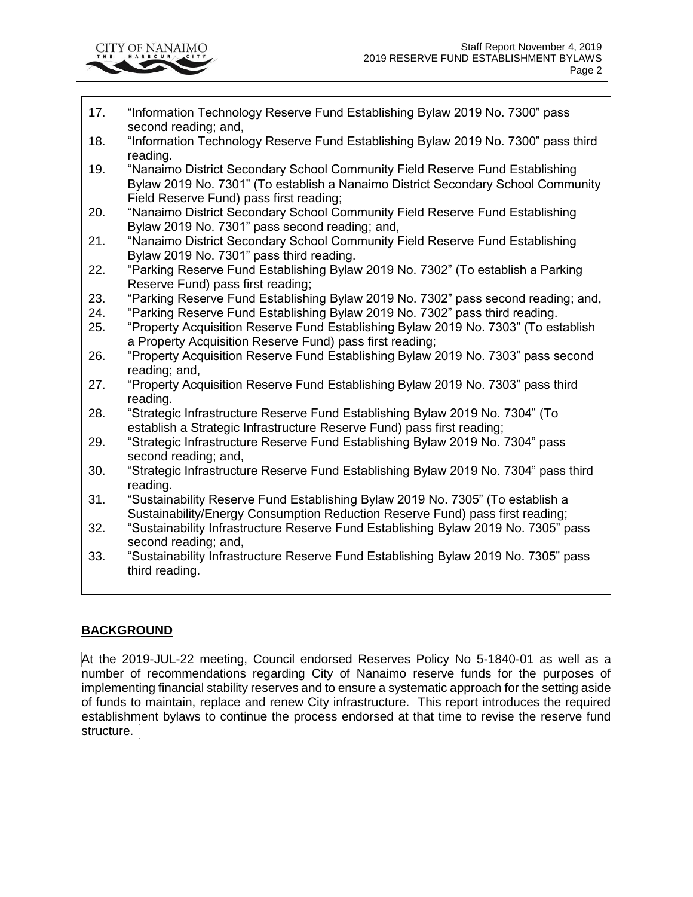17. "Information Technology Reserve Fund Establishing Bylaw 2019 No. 7300" pass second reading; and,
18. "Information Technology Reserve Fund Establishing Bylaw 2019 No. 7300" pass third reading.
19. "Nanaimo District Secondary School Community Field Reserve Fund Establishing Bylaw 2019 No. 7301" (To establish a Nanaimo District Secondary School Community Field Reserve Fund) pass first reading;
20. "Nanaimo District Secondary School Community Field Reserve Fund Establishing Bylaw 2019 No. 7301" pass second reading; and,
21. "Nanaimo District Secondary School Community Field Reserve Fund Establishing Bylaw 2019 No. 7301" pass third reading.
22. "Parking Reserve Fund Establishing Bylaw 2019 No. 7302" (To establish a Parking Reserve Fund) pass first reading;
23. "Parking Reserve Fund Establishing Bylaw 2019 No. 7302" pass second reading; and,
24. "Parking Reserve Fund Establishing Bylaw 2019 No. 7302" pass third reading.
25. "Property Acquisition Reserve Fund Establishing Bylaw 2019 No. 7303" (To establish a Property Acquisition Reserve Fund) pass first reading;
26. "Property Acquisition Reserve Fund Establishing Bylaw 2019 No. 7303" pass second reading; and,
27. "Property Acquisition Reserve Fund Establishing Bylaw 2019 No. 7303" pass third reading.
28. "Strategic Infrastructure Reserve Fund Establishing Bylaw 2019 No. 7304" (To establish a Strategic Infrastructure Reserve Fund) pass first reading;
29. "Strategic Infrastructure Reserve Fund Establishing Bylaw 2019 No. 7304" pass second reading; and,
30. "Strategic Infrastructure Reserve Fund Establishing Bylaw 2019 No. 7304" pass third reading.
31. "Sustainability Reserve Fund Establishing Bylaw 2019 No. 7305" (To establish a Sustainability/Energy Consumption Reduction Reserve Fund) pass first reading;
32. "Sustainability Infrastructure Reserve Fund Establishing Bylaw 2019 No. 7305" pass second reading; and,
33. "Sustainability Infrastructure Reserve Fund Establishing Bylaw 2019 No. 7305" pass third reading.

## BACKGROUND

At the 2019-JUL-22 meeting, Council endorsed Reserves Policy No 5-1840-01 as well as a number of recommendations regarding City of Nanaimo reserve funds for the purposes of implementing financial stability reserves and to ensure a systematic approach for the setting aside of funds to maintain, replace and renew City infrastructure. This report introduces the required establishment bylaws to continue the process endorsed at that time to revise the reserve fund structure.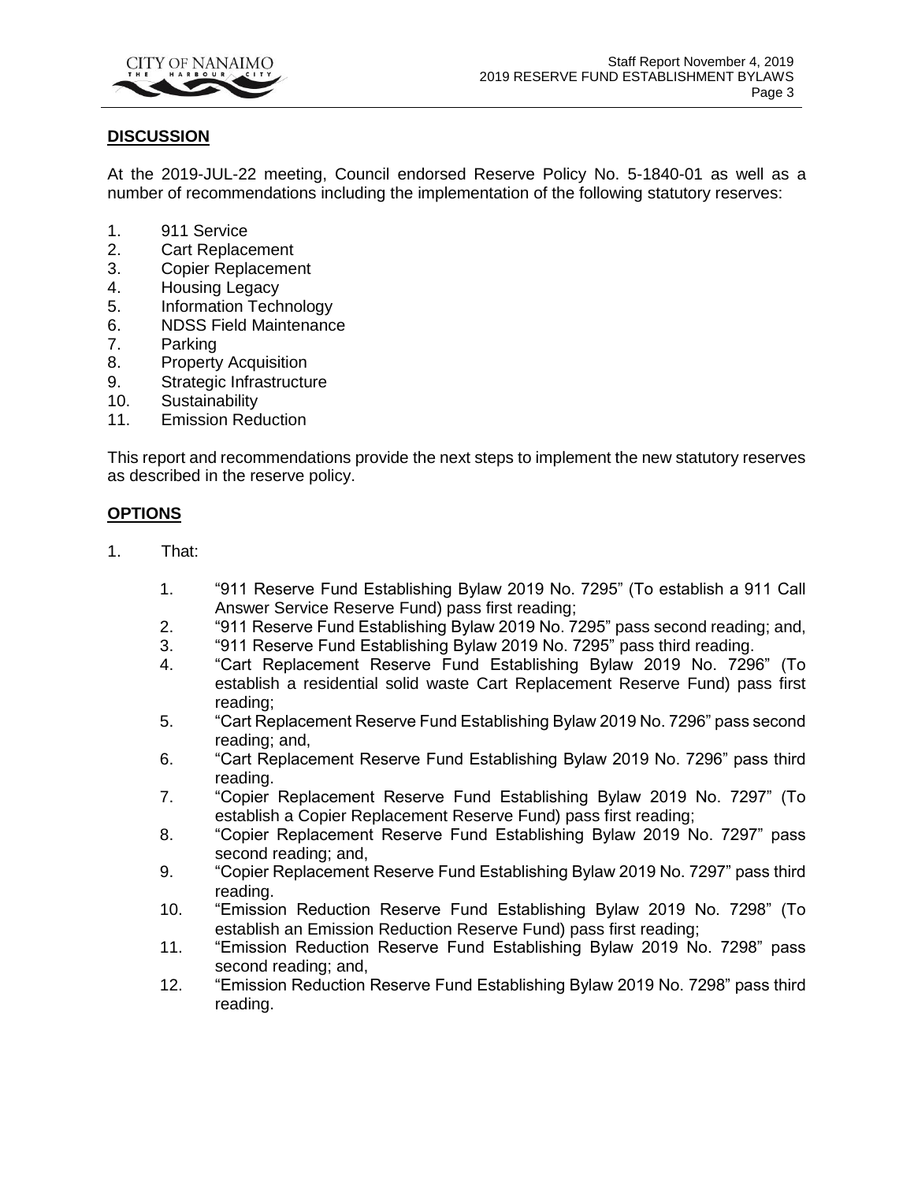## DISCUSSION

At the 2019-JUL-22 meeting, Council endorsed Reserve Policy No. 5-1840-01 as well as a number of recommendations including the implementation of the following statutory reserves:

1. 911 Service
2. Cart Replacement
3. Copier Replacement
4. Housing Legacy
5. Information Technology
6. NDSS Field Maintenance
7. Parking
8. Property Acquisition
9. Strategic Infrastructure
10. Sustainability
11. Emission Reduction

This report and recommendations provide the next steps to implement the new statutory reserves as described in the reserve policy.

## OPTIONS

1. That:

    1. "911 Reserve Fund Establishing Bylaw 2019 No. 7295" (To establish a 911 Call Answer Service Reserve Fund) pass first reading;
    2. "911 Reserve Fund Establishing Bylaw 2019 No. 7295" pass second reading; and,
    3. "911 Reserve Fund Establishing Bylaw 2019 No. 7295" pass third reading.
    4. "Cart Replacement Reserve Fund Establishing Bylaw 2019 No. 7296" (To establish a residential solid waste Cart Replacement Reserve Fund) pass first reading;
    5. "Cart Replacement Reserve Fund Establishing Bylaw 2019 No. 7296" pass second reading; and,
    6. "Cart Replacement Reserve Fund Establishing Bylaw 2019 No. 7296" pass third reading.
    7. "Copier Replacement Reserve Fund Establishing Bylaw 2019 No. 7297" (To establish a Copier Replacement Reserve Fund) pass first reading;
    8. "Copier Replacement Reserve Fund Establishing Bylaw 2019 No. 7297" pass second reading; and,
    9. "Copier Replacement Reserve Fund Establishing Bylaw 2019 No. 7297" pass third reading.
    10. "Emission Reduction Reserve Fund Establishing Bylaw 2019 No. 7298" (To establish an Emission Reduction Reserve Fund) pass first reading;
    11. "Emission Reduction Reserve Fund Establishing Bylaw 2019 No. 7298" pass second reading; and,
    12. "Emission Reduction Reserve Fund Establishing Bylaw 2019 No. 7298" pass third reading.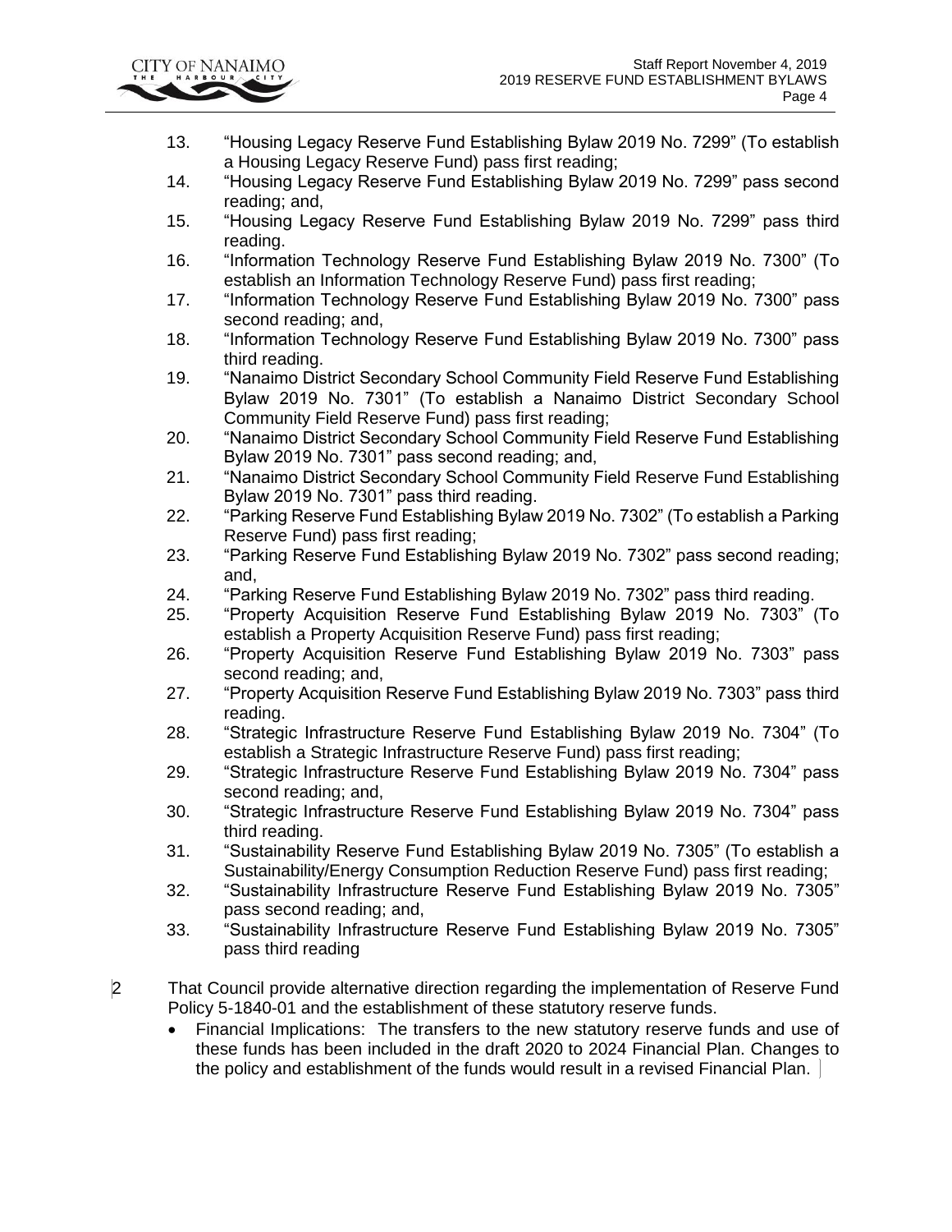13. "Housing Legacy Reserve Fund Establishing Bylaw 2019 No. 7299" (To establish a Housing Legacy Reserve Fund) pass first reading;
14. "Housing Legacy Reserve Fund Establishing Bylaw 2019 No. 7299" pass second reading; and,
15. "Housing Legacy Reserve Fund Establishing Bylaw 2019 No. 7299" pass third reading.
16. "Information Technology Reserve Fund Establishing Bylaw 2019 No. 7300" (To establish an Information Technology Reserve Fund) pass first reading;
17. "Information Technology Reserve Fund Establishing Bylaw 2019 No. 7300" pass second reading; and,
18. "Information Technology Reserve Fund Establishing Bylaw 2019 No. 7300" pass third reading.
19. "Nanaimo District Secondary School Community Field Reserve Fund Establishing Bylaw 2019 No. 7301" (To establish a Nanaimo District Secondary School Community Field Reserve Fund) pass first reading;
20. "Nanaimo District Secondary School Community Field Reserve Fund Establishing Bylaw 2019 No. 7301" pass second reading; and,
21. "Nanaimo District Secondary School Community Field Reserve Fund Establishing Bylaw 2019 No. 7301" pass third reading.
22. "Parking Reserve Fund Establishing Bylaw 2019 No. 7302" (To establish a Parking Reserve Fund) pass first reading;
23. "Parking Reserve Fund Establishing Bylaw 2019 No. 7302" pass second reading; and,
24. "Parking Reserve Fund Establishing Bylaw 2019 No. 7302" pass third reading.
25. "Property Acquisition Reserve Fund Establishing Bylaw 2019 No. 7303" (To establish a Property Acquisition Reserve Fund) pass first reading;
26. "Property Acquisition Reserve Fund Establishing Bylaw 2019 No. 7303" pass second reading; and,
27. "Property Acquisition Reserve Fund Establishing Bylaw 2019 No. 7303" pass third reading.
28. "Strategic Infrastructure Reserve Fund Establishing Bylaw 2019 No. 7304" (To establish a Strategic Infrastructure Reserve Fund) pass first reading;
29. "Strategic Infrastructure Reserve Fund Establishing Bylaw 2019 No. 7304" pass second reading; and,
30. "Strategic Infrastructure Reserve Fund Establishing Bylaw 2019 No. 7304" pass third reading.
31. "Sustainability Reserve Fund Establishing Bylaw 2019 No. 7305" (To establish a Sustainability/Energy Consumption Reduction Reserve Fund) pass first reading;
32. "Sustainability Infrastructure Reserve Fund Establishing Bylaw 2019 No. 7305" pass second reading; and,
33. "Sustainability Infrastructure Reserve Fund Establishing Bylaw 2019 No. 7305" pass third reading

2 That Council provide alternative direction regarding the implementation of Reserve Fund Policy 5-1840-01 and the establishment of these statutory reserve funds.

- Financial Implications: The transfers to the new statutory reserve funds and use of these funds has been included in the draft 2020 to 2024 Financial Plan. Changes to the policy and establishment of the funds would result in a revised Financial Plan.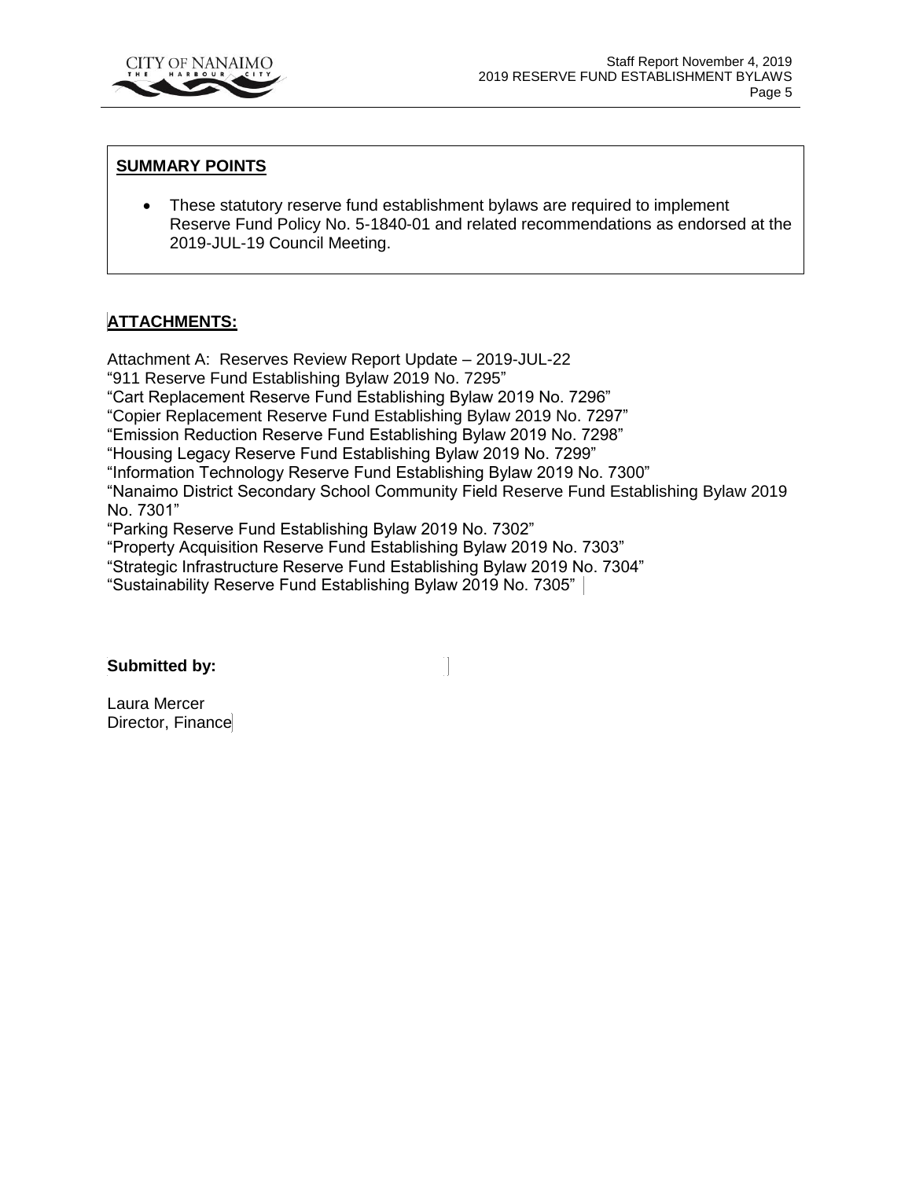## SUMMARY POINTS

- These statutory reserve fund establishment bylaws are required to implement Reserve Fund Policy No. 5-1840-01 and related recommendations as endorsed at the 2019-JUL-19 Council Meeting.

## ATTACHMENTS:

Attachment A: Reserves Review Report Update – 2019-JUL-22
"911 Reserve Fund Establishing Bylaw 2019 No. 7295"
"Cart Replacement Reserve Fund Establishing Bylaw 2019 No. 7296"
"Copier Replacement Reserve Fund Establishing Bylaw 2019 No. 7297"
"Emission Reduction Reserve Fund Establishing Bylaw 2019 No. 7298"
"Housing Legacy Reserve Fund Establishing Bylaw 2019 No. 7299"
"Information Technology Reserve Fund Establishing Bylaw 2019 No. 7300"
"Nanaimo District Secondary School Community Field Reserve Fund Establishing Bylaw 2019 No. 7301"
"Parking Reserve Fund Establishing Bylaw 2019 No. 7302"
"Property Acquisition Reserve Fund Establishing Bylaw 2019 No. 7303"
"Strategic Infrastructure Reserve Fund Establishing Bylaw 2019 No. 7304"
"Sustainability Reserve Fund Establishing Bylaw 2019 No. 7305"

**Submitted by:**

Laura Mercer
Director, Finance